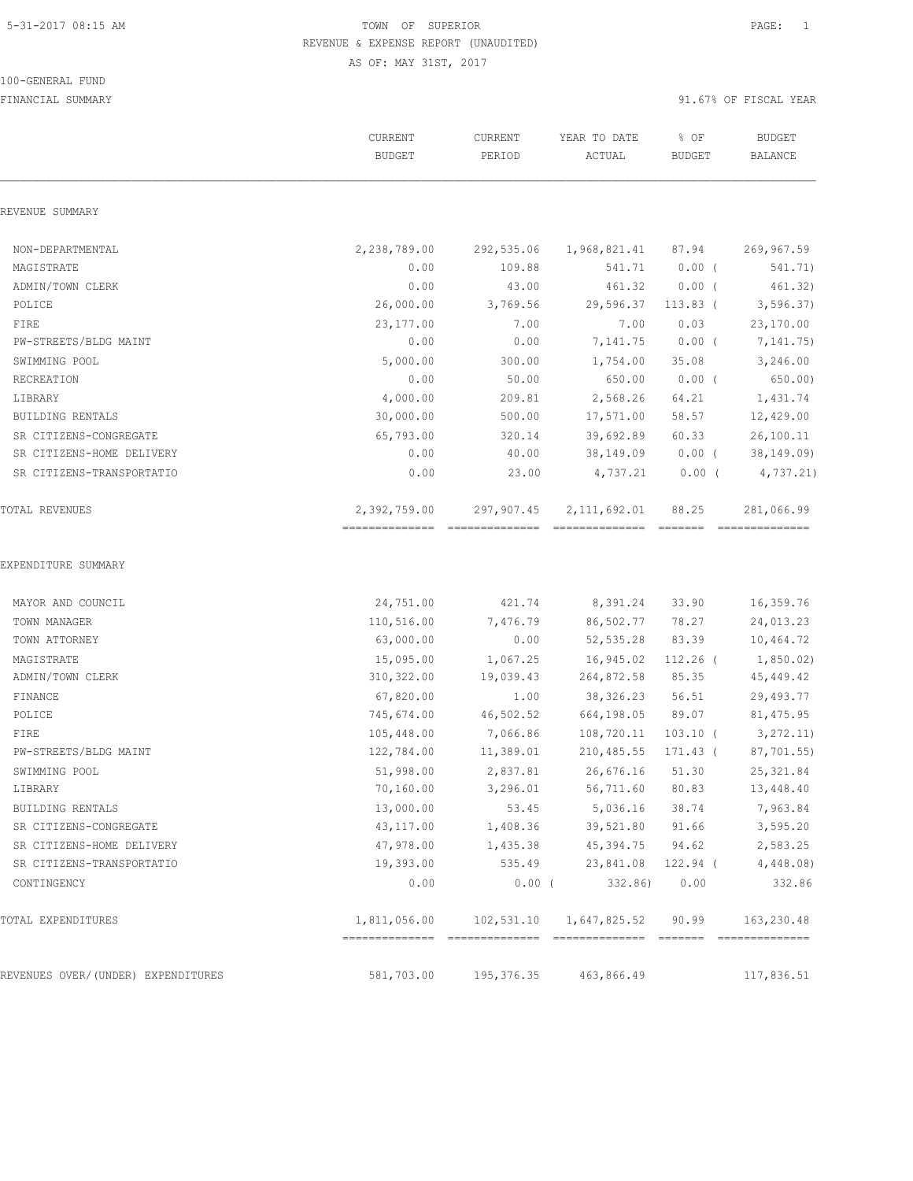TOWN OF SUPERIOR
REVENUE & EXPENSE REPORT (UNAUDITED)
AS OF: MAY 31ST, 2017

100-GENERAL FUND

FINANCIAL SUMMARY — 91.67% OF FISCAL YEAR

| | CURRENT BUDGET | CURRENT PERIOD | YEAR TO DATE ACTUAL | % OF BUDGET | BUDGET BALANCE |
|---|---|---|---|---|---|
| **REVENUE SUMMARY** | | | | | |
| NON-DEPARTMENTAL | 2,238,789.00 | 292,535.06 | 1,968,821.41 | 87.94 | 269,967.59 |
| MAGISTRATE | 0.00 | 109.88 | 541.71 | 0.00 ( | 541.71) |
| ADMIN/TOWN CLERK | 0.00 | 43.00 | 461.32 | 0.00 ( | 461.32) |
| POLICE | 26,000.00 | 3,769.56 | 29,596.37 | 113.83 ( | 3,596.37) |
| FIRE | 23,177.00 | 7.00 | 7.00 | 0.03 | 23,170.00 |
| PW-STREETS/BLDG MAINT | 0.00 | 0.00 | 7,141.75 | 0.00 ( | 7,141.75) |
| SWIMMING POOL | 5,000.00 | 300.00 | 1,754.00 | 35.08 | 3,246.00 |
| RECREATION | 0.00 | 50.00 | 650.00 | 0.00 ( | 650.00) |
| LIBRARY | 4,000.00 | 209.81 | 2,568.26 | 64.21 | 1,431.74 |
| BUILDING RENTALS | 30,000.00 | 500.00 | 17,571.00 | 58.57 | 12,429.00 |
| SR CITIZENS-CONGREGATE | 65,793.00 | 320.14 | 39,692.89 | 60.33 | 26,100.11 |
| SR CITIZENS-HOME DELIVERY | 0.00 | 40.00 | 38,149.09 | 0.00 ( | 38,149.09) |
| SR CITIZENS-TRANSPORTATIO | 0.00 | 23.00 | 4,737.21 | 0.00 ( | 4,737.21) |
| TOTAL REVENUES | 2,392,759.00 | 297,907.45 | 2,111,692.01 | 88.25 | 281,066.99 |
| **EXPENDITURE SUMMARY** | | | | | |
| MAYOR AND COUNCIL | 24,751.00 | 421.74 | 8,391.24 | 33.90 | 16,359.76 |
| TOWN MANAGER | 110,516.00 | 7,476.79 | 86,502.77 | 78.27 | 24,013.23 |
| TOWN ATTORNEY | 63,000.00 | 0.00 | 52,535.28 | 83.39 | 10,464.72 |
| MAGISTRATE | 15,095.00 | 1,067.25 | 16,945.02 | 112.26 ( | 1,850.02) |
| ADMIN/TOWN CLERK | 310,322.00 | 19,039.43 | 264,872.58 | 85.35 | 45,449.42 |
| FINANCE | 67,820.00 | 1.00 | 38,326.23 | 56.51 | 29,493.77 |
| POLICE | 745,674.00 | 46,502.52 | 664,198.05 | 89.07 | 81,475.95 |
| FIRE | 105,448.00 | 7,066.86 | 108,720.11 | 103.10 ( | 3,272.11) |
| PW-STREETS/BLDG MAINT | 122,784.00 | 11,389.01 | 210,485.55 | 171.43 ( | 87,701.55) |
| SWIMMING POOL | 51,998.00 | 2,837.81 | 26,676.16 | 51.30 | 25,321.84 |
| LIBRARY | 70,160.00 | 3,296.01 | 56,711.60 | 80.83 | 13,448.40 |
| BUILDING RENTALS | 13,000.00 | 53.45 | 5,036.16 | 38.74 | 7,963.84 |
| SR CITIZENS-CONGREGATE | 43,117.00 | 1,408.36 | 39,521.80 | 91.66 | 3,595.20 |
| SR CITIZENS-HOME DELIVERY | 47,978.00 | 1,435.38 | 45,394.75 | 94.62 | 2,583.25 |
| SR CITIZENS-TRANSPORTATIO | 19,393.00 | 535.49 | 23,841.08 | 122.94 ( | 4,448.08) |
| CONTINGENCY | 0.00 | 0.00 ( | 332.86) | 0.00 | 332.86 |
| TOTAL EXPENDITURES | 1,811,056.00 | 102,531.10 | 1,647,825.52 | 90.99 | 163,230.48 |
| REVENUES OVER/(UNDER) EXPENDITURES | 581,703.00 | 195,376.35 | 463,866.49 | | 117,836.51 |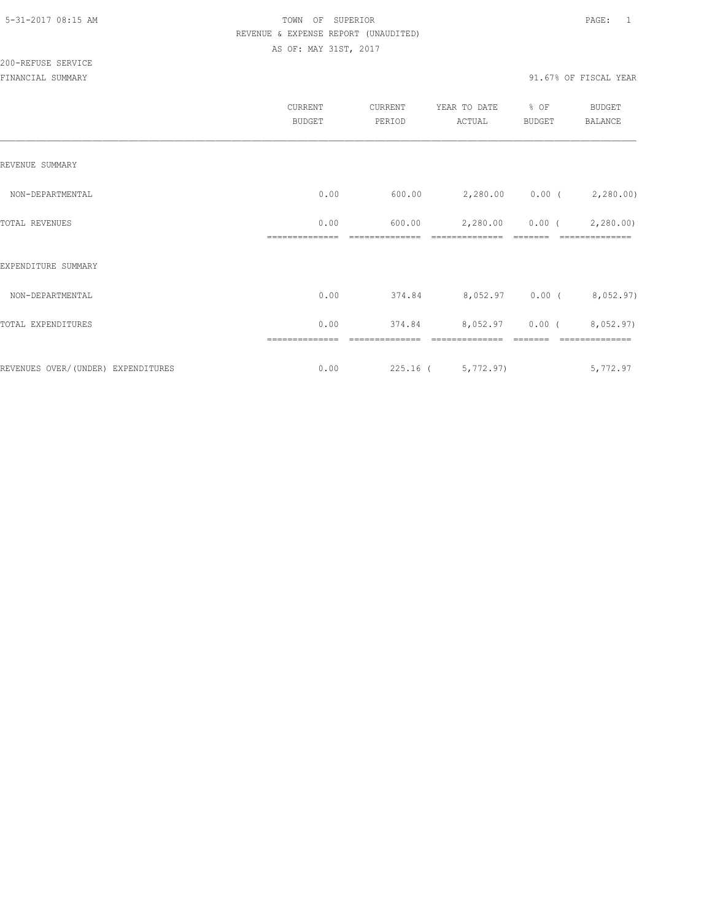TOWN OF SUPERIOR
REVENUE & EXPENSE REPORT (UNAUDITED)
AS OF: MAY 31ST, 2017

200-REFUSE SERVICE

FINANCIAL SUMMARY — 91.67% OF FISCAL YEAR

| | CURRENT BUDGET | CURRENT PERIOD | YEAR TO DATE ACTUAL | % OF BUDGET | BUDGET BALANCE |
|---|---|---|---|---|---|
| REVENUE SUMMARY | | | | | |
| NON-DEPARTMENTAL | 0.00 | 600.00 | 2,280.00 | 0.00 | ( 2,280.00) |
| TOTAL REVENUES | 0.00 | 600.00 | 2,280.00 | 0.00 | ( 2,280.00) |
| EXPENDITURE SUMMARY | | | | | |
| NON-DEPARTMENTAL | 0.00 | 374.84 | 8,052.97 | 0.00 | ( 8,052.97) |
| TOTAL EXPENDITURES | 0.00 | 374.84 | 8,052.97 | 0.00 | ( 8,052.97) |
| REVENUES OVER/(UNDER) EXPENDITURES | 0.00 | 225.16 | ( 5,772.97) | | 5,772.97 |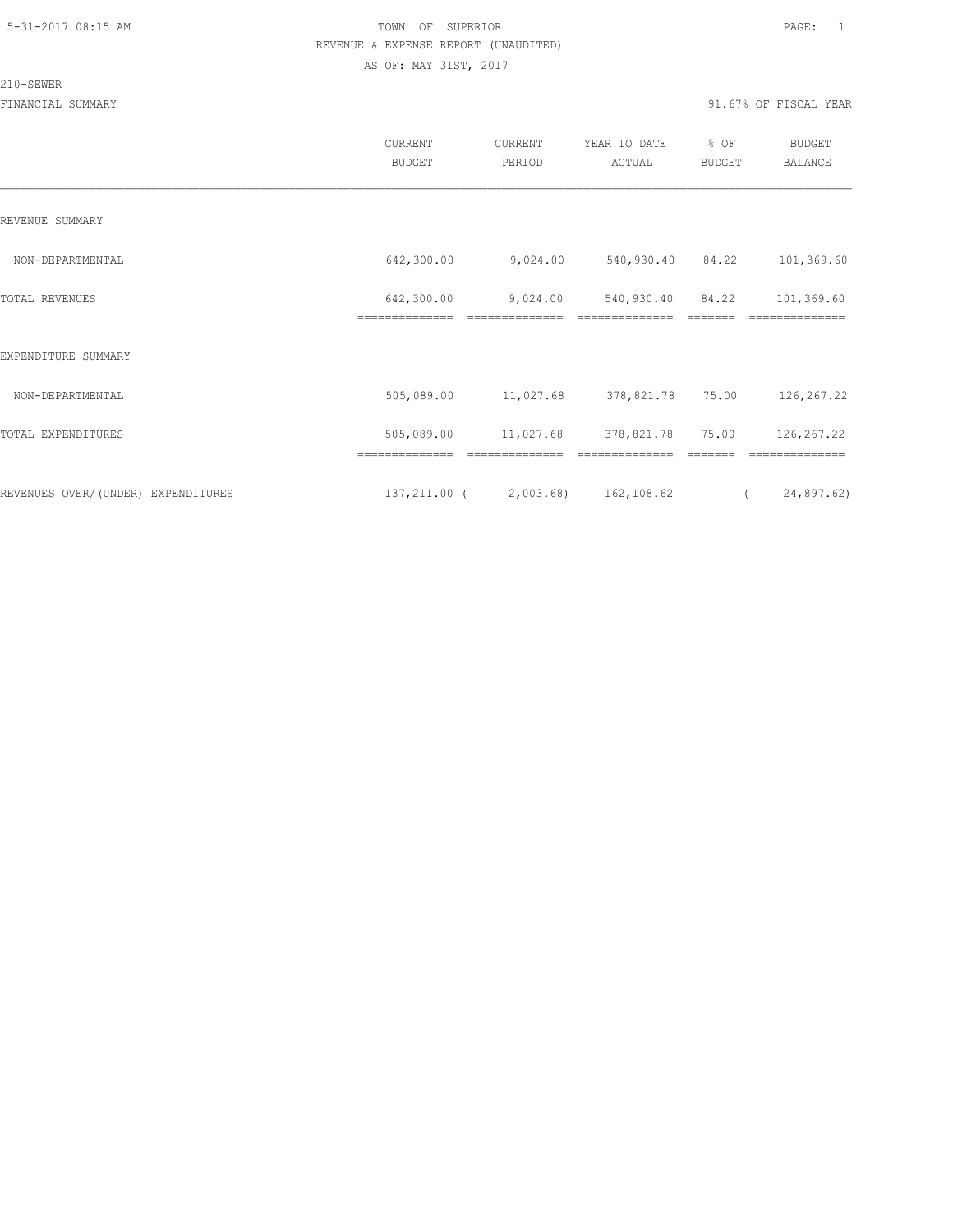TOWN OF SUPERIOR
REVENUE & EXPENSE REPORT (UNAUDITED)
AS OF: MAY 31ST, 2017

210-SEWER

FINANCIAL SUMMARY — 91.67% OF FISCAL YEAR

| | CURRENT BUDGET | CURRENT PERIOD | YEAR TO DATE ACTUAL | % OF BUDGET | BUDGET BALANCE |
|---|---|---|---|---|---|
| REVENUE SUMMARY | | | | | |
| NON-DEPARTMENTAL | 642,300.00 | 9,024.00 | 540,930.40 | 84.22 | 101,369.60 |
| TOTAL REVENUES | 642,300.00 | 9,024.00 | 540,930.40 | 84.22 | 101,369.60 |
| EXPENDITURE SUMMARY | | | | | |
| NON-DEPARTMENTAL | 505,089.00 | 11,027.68 | 378,821.78 | 75.00 | 126,267.22 |
| TOTAL EXPENDITURES | 505,089.00 | 11,027.68 | 378,821.78 | 75.00 | 126,267.22 |
| REVENUES OVER/(UNDER) EXPENDITURES | 137,211.00 | ( 2,003.68) | 162,108.62 | | ( 24,897.62) |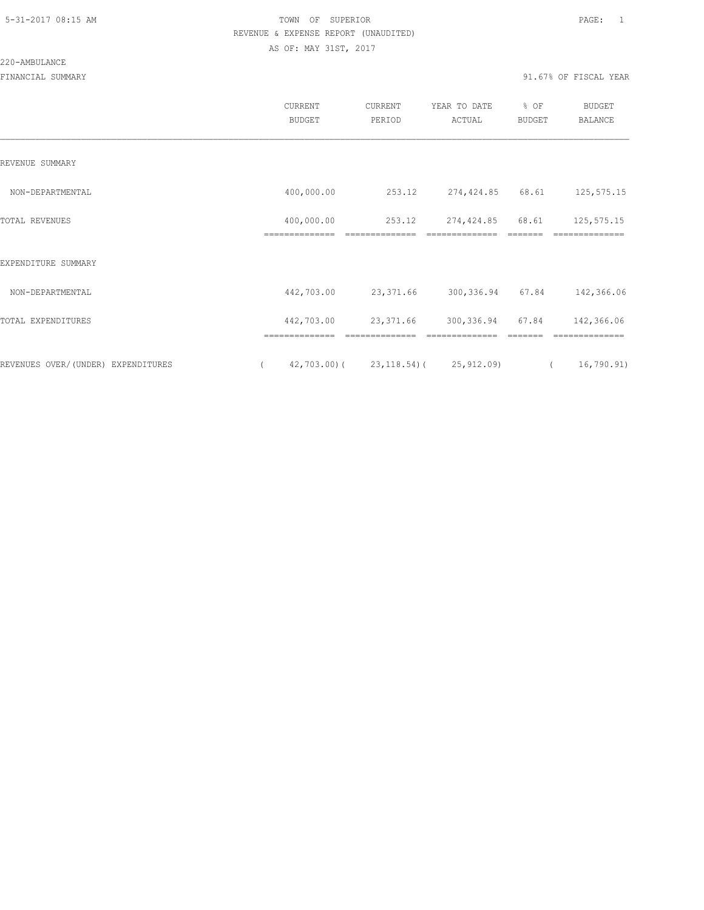TOWN OF SUPERIOR

REVENUE & EXPENSE REPORT (UNAUDITED)

AS OF: MAY 31ST, 2017

220-AMBULANCE

FINANCIAL SUMMARY — 91.67% OF FISCAL YEAR

| | CURRENT BUDGET | CURRENT PERIOD | YEAR TO DATE ACTUAL | % OF BUDGET | BUDGET BALANCE |
|---|---|---|---|---|---|
| REVENUE SUMMARY | | | | | |
| NON-DEPARTMENTAL | 400,000.00 | 253.12 | 274,424.85 | 68.61 | 125,575.15 |
| TOTAL REVENUES | 400,000.00 | 253.12 | 274,424.85 | 68.61 | 125,575.15 |
| EXPENDITURE SUMMARY | | | | | |
| NON-DEPARTMENTAL | 442,703.00 | 23,371.66 | 300,336.94 | 67.84 | 142,366.06 |
| TOTAL EXPENDITURES | 442,703.00 | 23,371.66 | 300,336.94 | 67.84 | 142,366.06 |
| REVENUES OVER/(UNDER) EXPENDITURES | ( 42,703.00) | ( 23,118.54) | ( 25,912.09) | | ( 16,790.91) |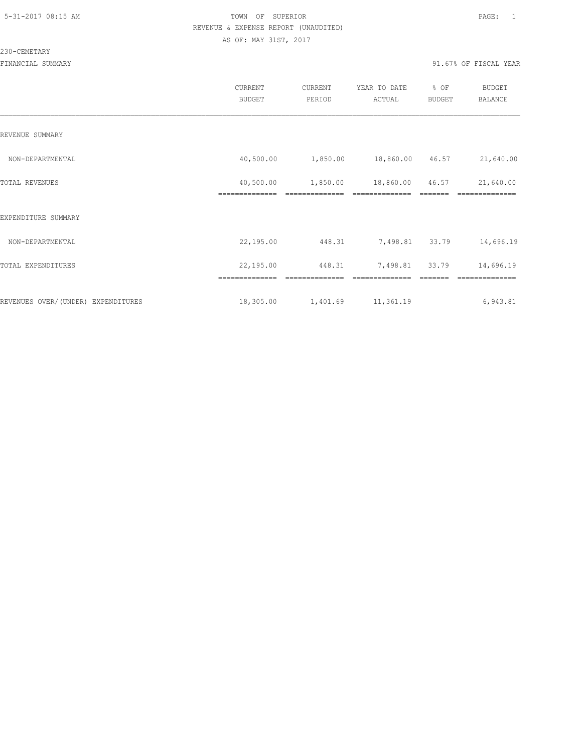5-31-2017 08:15 AM TOWN OF SUPERIOR

REVENUE & EXPENSE REPORT (UNAUDITED)

AS OF: MAY 31ST, 2017

230-CEMETARY

FINANCIAL SUMMARY 91.67% OF FISCAL YEAR

| | CURRENT BUDGET | CURRENT PERIOD | YEAR TO DATE ACTUAL | % OF BUDGET | BUDGET BALANCE |
|---|---|---|---|---|---|
| REVENUE SUMMARY | | | | | |
| NON-DEPARTMENTAL | 40,500.00 | 1,850.00 | 18,860.00 | 46.57 | 21,640.00 |
| TOTAL REVENUES | 40,500.00 | 1,850.00 | 18,860.00 | 46.57 | 21,640.00 |
| EXPENDITURE SUMMARY | | | | | |
| NON-DEPARTMENTAL | 22,195.00 | 448.31 | 7,498.81 | 33.79 | 14,696.19 |
| TOTAL EXPENDITURES | 22,195.00 | 448.31 | 7,498.81 | 33.79 | 14,696.19 |
| REVENUES OVER/(UNDER) EXPENDITURES | 18,305.00 | 1,401.69 | 11,361.19 | | 6,943.81 |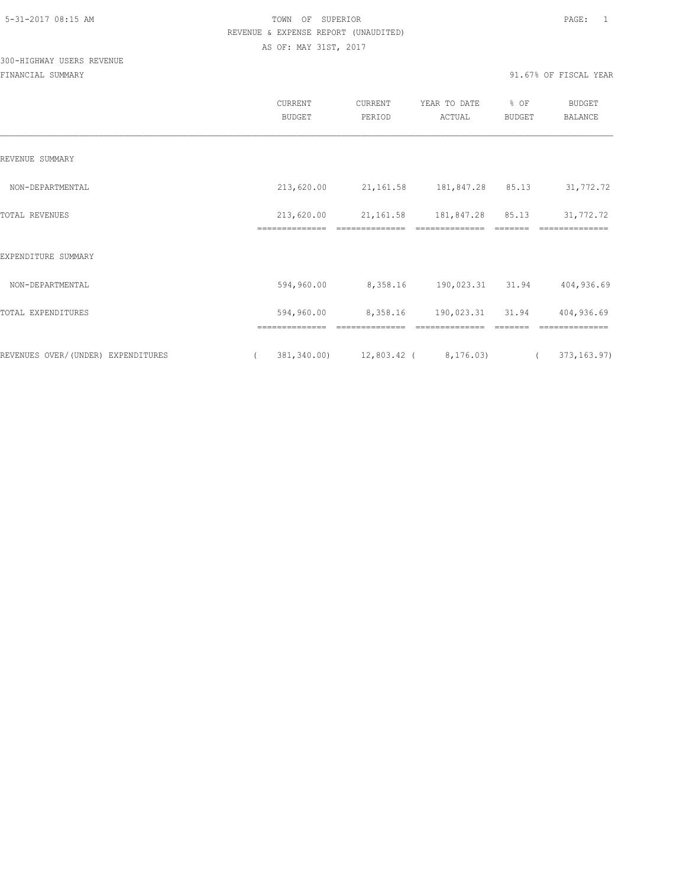5-31-2017 08:15 AM

TOWN OF SUPERIOR

REVENUE & EXPENSE REPORT (UNAUDITED)

AS OF: MAY 31ST, 2017

300-HIGHWAY USERS REVENUE

FINANCIAL SUMMARY

91.67% OF FISCAL YEAR

| | CURRENT BUDGET | CURRENT PERIOD | YEAR TO DATE ACTUAL | % OF BUDGET | BUDGET BALANCE |
|---|---|---|---|---|---|
| REVENUE SUMMARY | | | | | |
| NON-DEPARTMENTAL | 213,620.00 | 21,161.58 | 181,847.28 | 85.13 | 31,772.72 |
| TOTAL REVENUES | 213,620.00 | 21,161.58 | 181,847.28 | 85.13 | 31,772.72 |
| EXPENDITURE SUMMARY | | | | | |
| NON-DEPARTMENTAL | 594,960.00 | 8,358.16 | 190,023.31 | 31.94 | 404,936.69 |
| TOTAL EXPENDITURES | 594,960.00 | 8,358.16 | 190,023.31 | 31.94 | 404,936.69 |
| REVENUES OVER/(UNDER) EXPENDITURES | ( 381,340.00) | 12,803.42 | ( 8,176.03) | | ( 373,163.97) |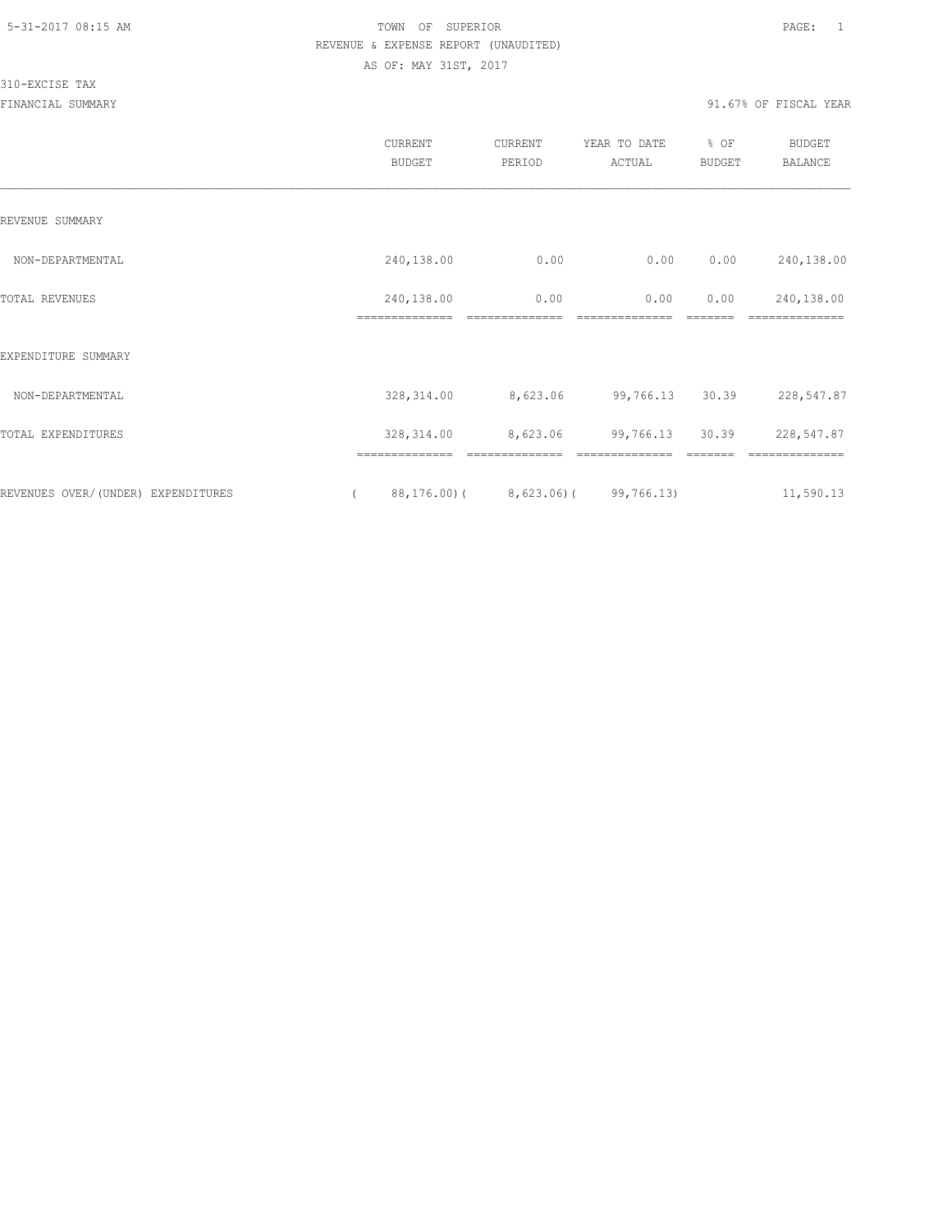TOWN OF SUPERIOR
REVENUE & EXPENSE REPORT (UNAUDITED)
AS OF: MAY 31ST, 2017

310-EXCISE TAX
FINANCIAL SUMMARY

91.67% OF FISCAL YEAR

| | CURRENT BUDGET | CURRENT PERIOD | YEAR TO DATE ACTUAL | % OF BUDGET | BUDGET BALANCE |
|---|---|---|---|---|---|
| REVENUE SUMMARY | | | | | |
| NON-DEPARTMENTAL | 240,138.00 | 0.00 | 0.00 | 0.00 | 240,138.00 |
| TOTAL REVENUES | 240,138.00 | 0.00 | 0.00 | 0.00 | 240,138.00 |
| EXPENDITURE SUMMARY | | | | | |
| NON-DEPARTMENTAL | 328,314.00 | 8,623.06 | 99,766.13 | 30.39 | 228,547.87 |
| TOTAL EXPENDITURES | 328,314.00 | 8,623.06 | 99,766.13 | 30.39 | 228,547.87 |
| REVENUES OVER/(UNDER) EXPENDITURES | ( 88,176.00) | ( 8,623.06) | ( 99,766.13) | | 11,590.13 |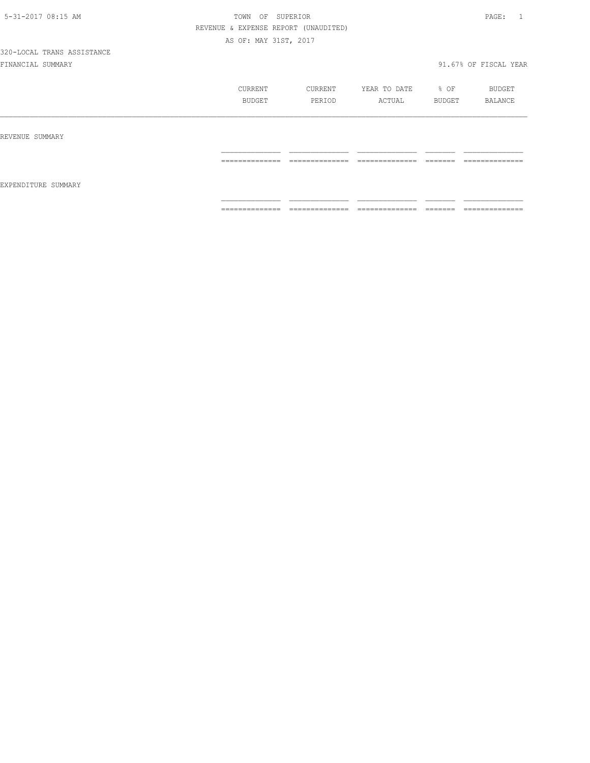5-31-2017 08:15 AM

TOWN OF SUPERIOR

REVENUE & EXPENSE REPORT (UNAUDITED)

AS OF: MAY 31ST, 2017

320-LOCAL TRANS ASSISTANCE

FINANCIAL SUMMARY

91.67% OF FISCAL YEAR

| | CURRENT BUDGET | CURRENT PERIOD | YEAR TO DATE ACTUAL | % OF BUDGET | BUDGET BALANCE |
|---|---|---|---|---|---|
| REVENUE SUMMARY | | | | | |
| | | | | | |
| EXPENDITURE SUMMARY | | | | | |
| | | | | | |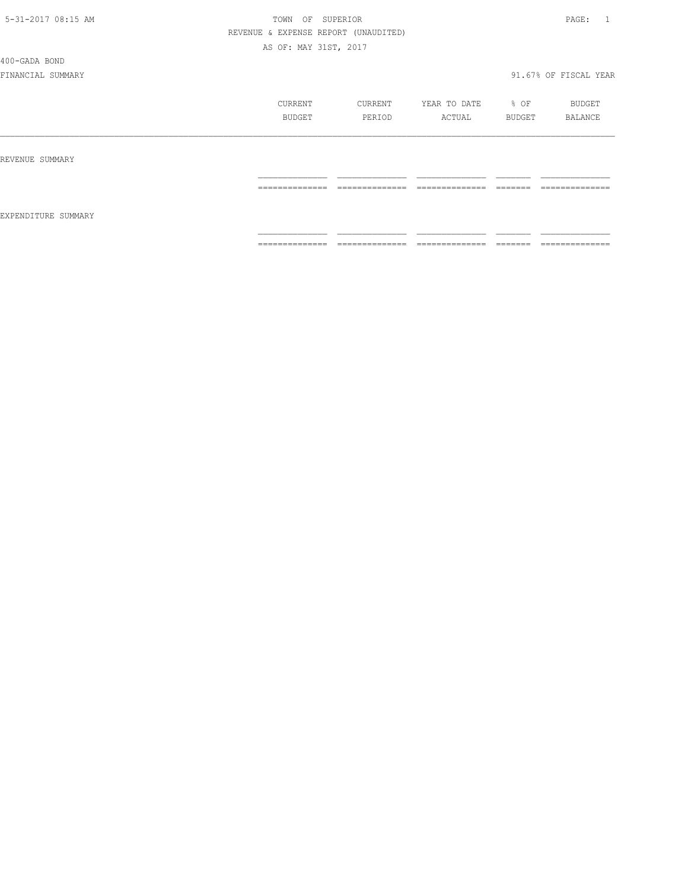TOWN OF SUPERIOR

REVENUE & EXPENSE REPORT (UNAUDITED)

AS OF: MAY 31ST, 2017

400-GADA BOND

FINANCIAL SUMMARY — 91.67% OF FISCAL YEAR

| | CURRENT BUDGET | CURRENT PERIOD | YEAR TO DATE ACTUAL | % OF BUDGET | BUDGET BALANCE |
|---|---|---|---|---|---|
| REVENUE SUMMARY | | | | | |
| EXPENDITURE SUMMARY | | | | | |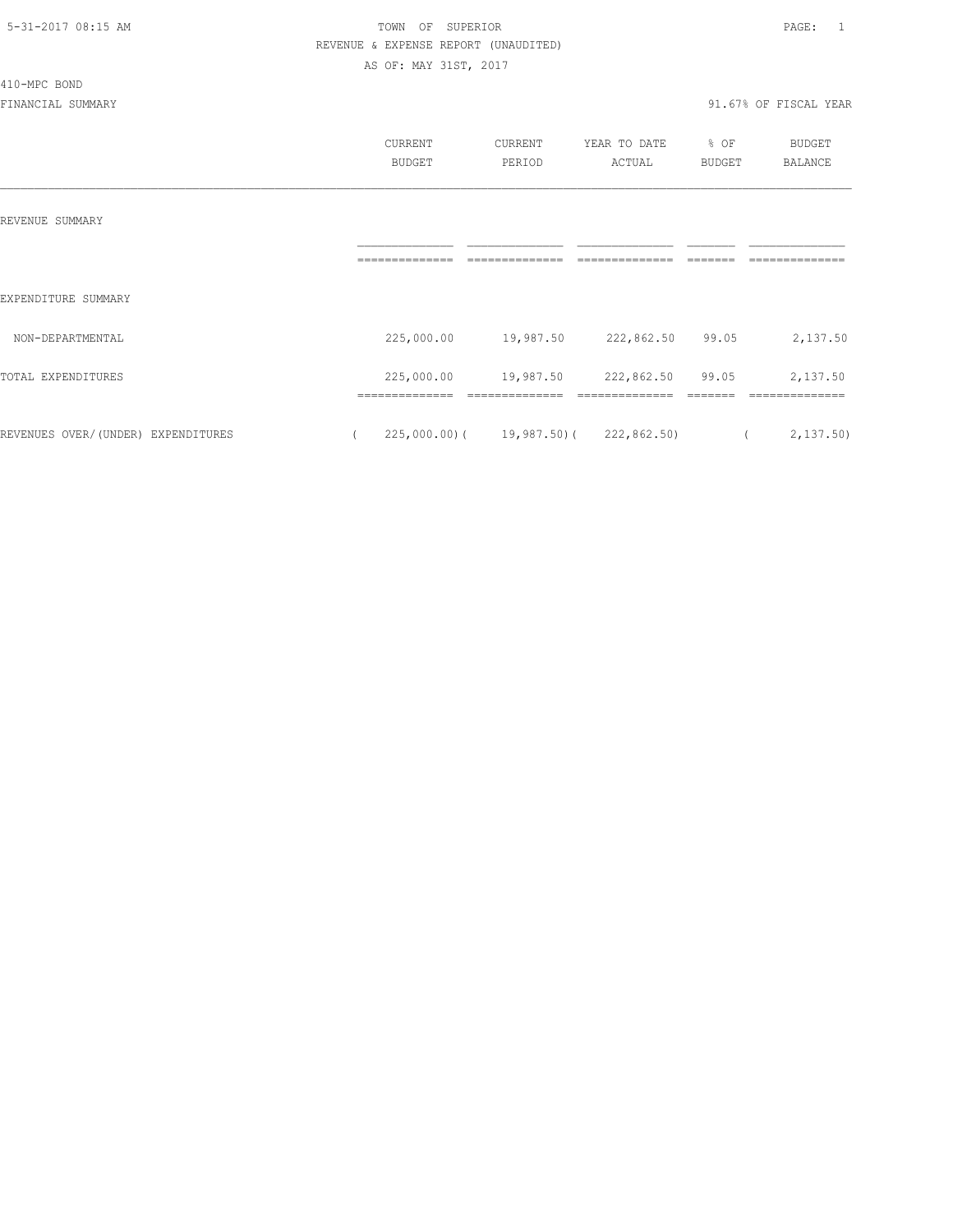TOWN OF SUPERIOR

REVENUE & EXPENSE REPORT (UNAUDITED)

AS OF: MAY 31ST, 2017

410-MPC BOND

FINANCIAL SUMMARY

91.67% OF FISCAL YEAR

| | CURRENT BUDGET | CURRENT PERIOD | YEAR TO DATE ACTUAL | % OF BUDGET | BUDGET BALANCE |
|---|---|---|---|---|---|
| REVENUE SUMMARY | | | | | |
| EXPENDITURE SUMMARY | | | | | |
| NON-DEPARTMENTAL | 225,000.00 | 19,987.50 | 222,862.50 | 99.05 | 2,137.50 |
| TOTAL EXPENDITURES | 225,000.00 | 19,987.50 | 222,862.50 | 99.05 | 2,137.50 |
| REVENUES OVER/(UNDER) EXPENDITURES | (225,000.00) | (19,987.50) | (222,862.50) | | (2,137.50) |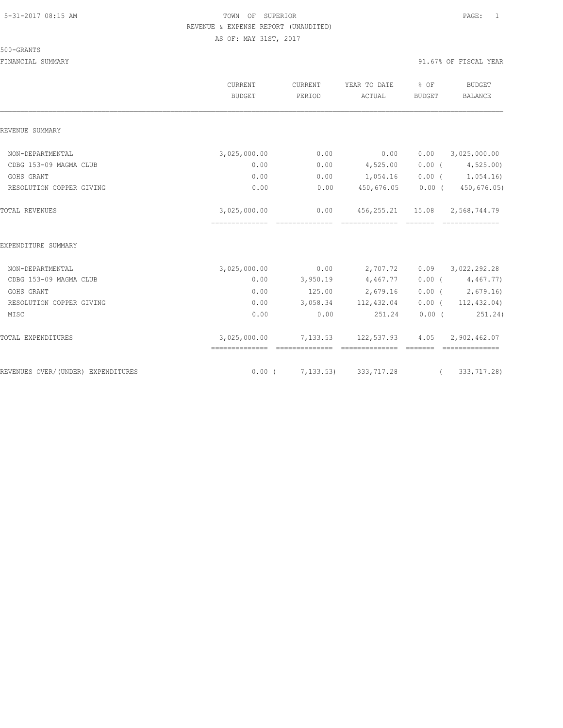TOWN OF SUPERIOR
REVENUE & EXPENSE REPORT (UNAUDITED)
AS OF: MAY 31ST, 2017

500-GRANTS

FINANCIAL SUMMARY — 91.67% OF FISCAL YEAR

| | CURRENT BUDGET | CURRENT PERIOD | YEAR TO DATE ACTUAL | % OF BUDGET | BUDGET BALANCE |
|---|---|---|---|---|---|
| **REVENUE SUMMARY** | | | | | |
| NON-DEPARTMENTAL | 3,025,000.00 | 0.00 | 0.00 | 0.00 | 3,025,000.00 |
| CDBG 153-09 MAGMA CLUB | 0.00 | 0.00 | 4,525.00 | 0.00 | ( 4,525.00) |
| GOHS GRANT | 0.00 | 0.00 | 1,054.16 | 0.00 | ( 1,054.16) |
| RESOLUTION COPPER GIVING | 0.00 | 0.00 | 450,676.05 | 0.00 | ( 450,676.05) |
| TOTAL REVENUES | 3,025,000.00 | 0.00 | 456,255.21 | 15.08 | 2,568,744.79 |
| **EXPENDITURE SUMMARY** | | | | | |
| NON-DEPARTMENTAL | 3,025,000.00 | 0.00 | 2,707.72 | 0.09 | 3,022,292.28 |
| CDBG 153-09 MAGMA CLUB | 0.00 | 3,950.19 | 4,467.77 | 0.00 | ( 4,467.77) |
| GOHS GRANT | 0.00 | 125.00 | 2,679.16 | 0.00 | ( 2,679.16) |
| RESOLUTION COPPER GIVING | 0.00 | 3,058.34 | 112,432.04 | 0.00 | ( 112,432.04) |
| MISC | 0.00 | 0.00 | 251.24 | 0.00 | ( 251.24) |
| TOTAL EXPENDITURES | 3,025,000.00 | 7,133.53 | 122,537.93 | 4.05 | 2,902,462.07 |
| REVENUES OVER/(UNDER) EXPENDITURES | 0.00 | ( 7,133.53) | 333,717.28 | | ( 333,717.28) |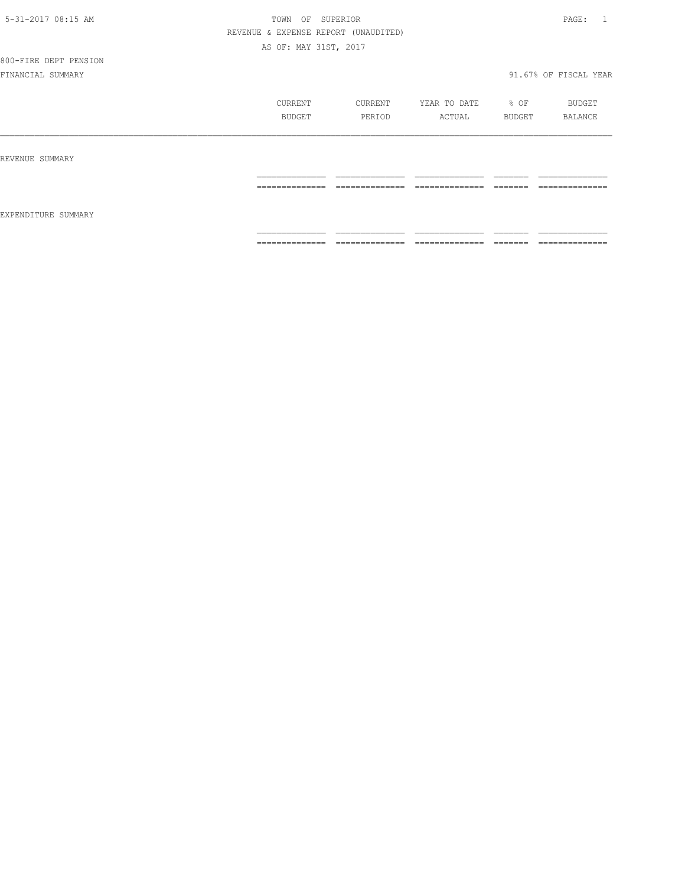5-31-2017 08:15 AM — TOWN OF SUPERIOR

REVENUE & EXPENSE REPORT (UNAUDITED)

AS OF: MAY 31ST, 2017

800-FIRE DEPT PENSION

FINANCIAL SUMMARY — 91.67% OF FISCAL YEAR

| | CURRENT BUDGET | CURRENT PERIOD | YEAR TO DATE ACTUAL | % OF BUDGET | BUDGET BALANCE |
|---|---|---|---|---|---|
| REVENUE SUMMARY | | | | | |
| EXPENDITURE SUMMARY | | | | | |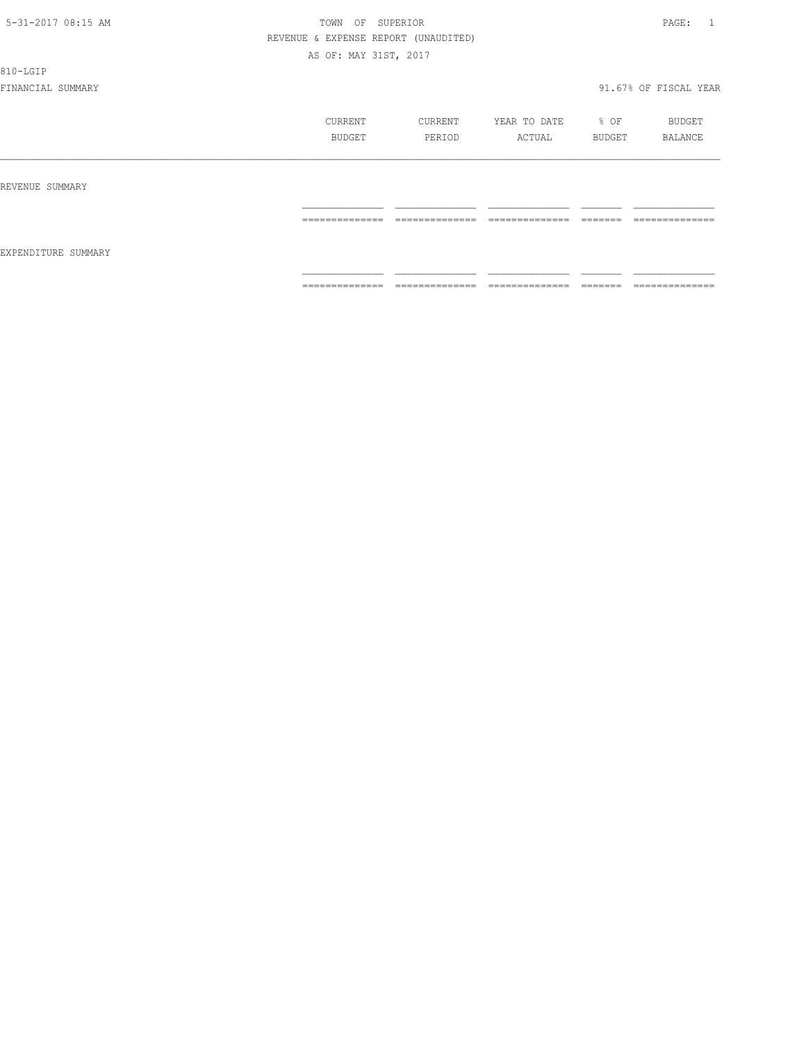5-31-2017 08:15 AM TOWN OF SUPERIOR

REVENUE & EXPENSE REPORT (UNAUDITED)

AS OF: MAY 31ST, 2017

810-LGIP

FINANCIAL SUMMARY 91.67% OF FISCAL YEAR

| | CURRENT BUDGET | CURRENT PERIOD | YEAR TO DATE ACTUAL | % OF BUDGET | BUDGET BALANCE |
|---|---|---|---|---|---|
| REVENUE SUMMARY | | | | | |
| EXPENDITURE SUMMARY | | | | | |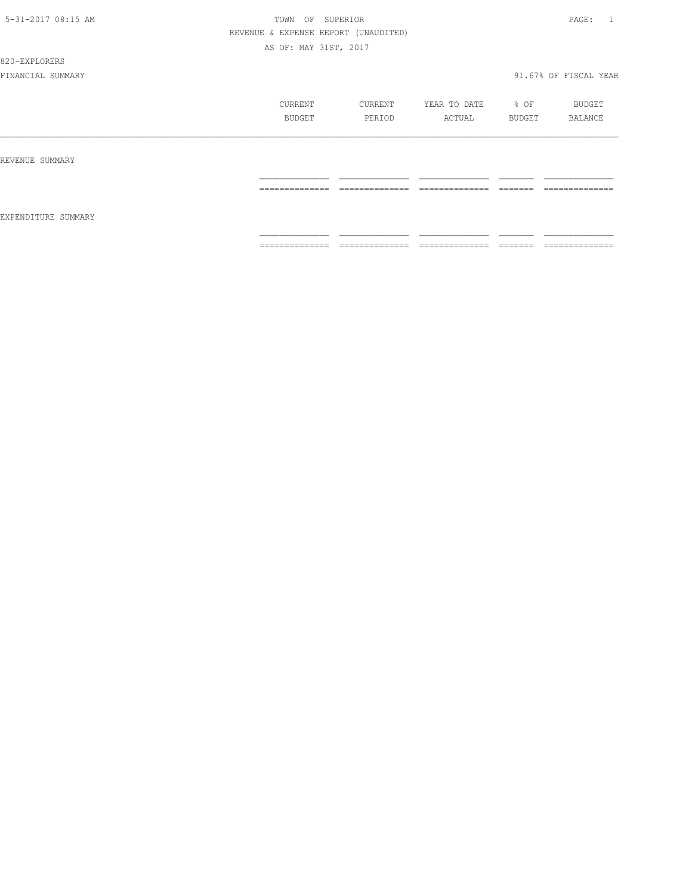5-31-2017 08:15 AM

TOWN OF SUPERIOR

REVENUE & EXPENSE REPORT (UNAUDITED)

AS OF: MAY 31ST, 2017

820-EXPLORERS

FINANCIAL SUMMARY

91.67% OF FISCAL YEAR

| | CURRENT BUDGET | CURRENT PERIOD | YEAR TO DATE ACTUAL | % OF BUDGET | BUDGET BALANCE |
|---|---|---|---|---|---|
| REVENUE SUMMARY | | | | | |
| EXPENDITURE SUMMARY | | | | | |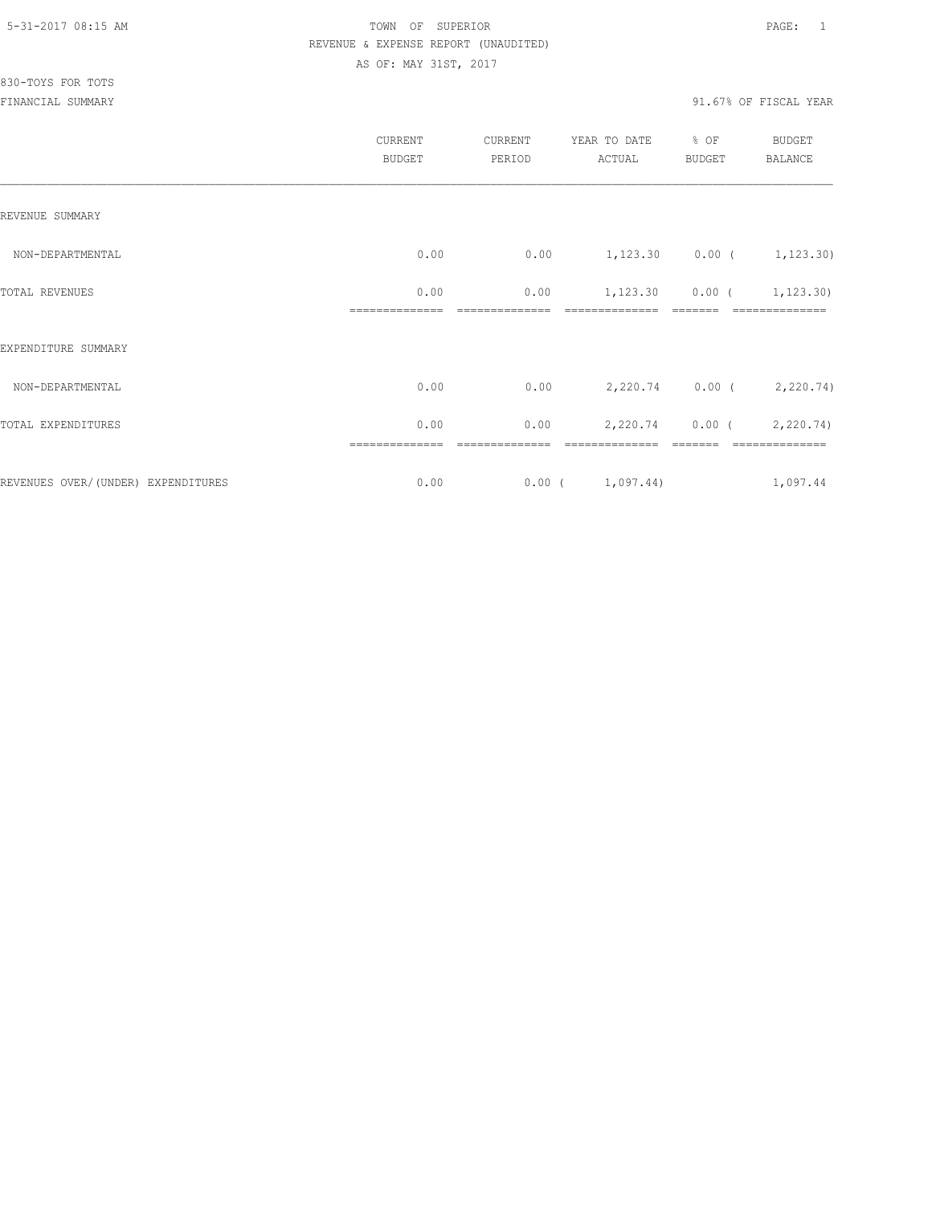TOWN OF SUPERIOR
REVENUE & EXPENSE REPORT (UNAUDITED)
AS OF: MAY 31ST, 2017

830-TOYS FOR TOTS
FINANCIAL SUMMARY

91.67% OF FISCAL YEAR

| | CURRENT BUDGET | CURRENT PERIOD | YEAR TO DATE ACTUAL | % OF BUDGET | BUDGET BALANCE |
|---|---|---|---|---|---|
| REVENUE SUMMARY | | | | | |
| NON-DEPARTMENTAL | 0.00 | 0.00 | 1,123.30 | 0.00 | ( 1,123.30) |
| TOTAL REVENUES | 0.00 | 0.00 | 1,123.30 | 0.00 | ( 1,123.30) |
| EXPENDITURE SUMMARY | | | | | |
| NON-DEPARTMENTAL | 0.00 | 0.00 | 2,220.74 | 0.00 | ( 2,220.74) |
| TOTAL EXPENDITURES | 0.00 | 0.00 | 2,220.74 | 0.00 | ( 2,220.74) |
| REVENUES OVER/(UNDER) EXPENDITURES | 0.00 | 0.00 | ( 1,097.44) | | 1,097.44 |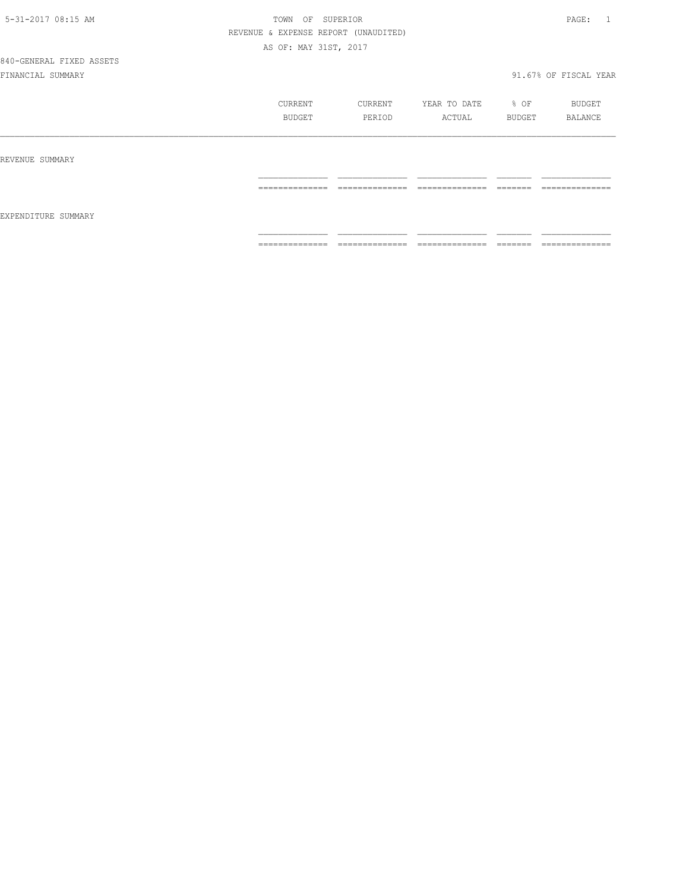TOWN OF SUPERIOR

REVENUE & EXPENSE REPORT (UNAUDITED)

AS OF: MAY 31ST, 2017

840-GENERAL FIXED ASSETS

FINANCIAL SUMMARY

91.67% OF FISCAL YEAR

| | CURRENT BUDGET | CURRENT PERIOD | YEAR TO DATE ACTUAL | % OF BUDGET | BUDGET BALANCE |
|---|---|---|---|---|---|
| REVENUE SUMMARY | | | | | |
| EXPENDITURE SUMMARY | | | | | |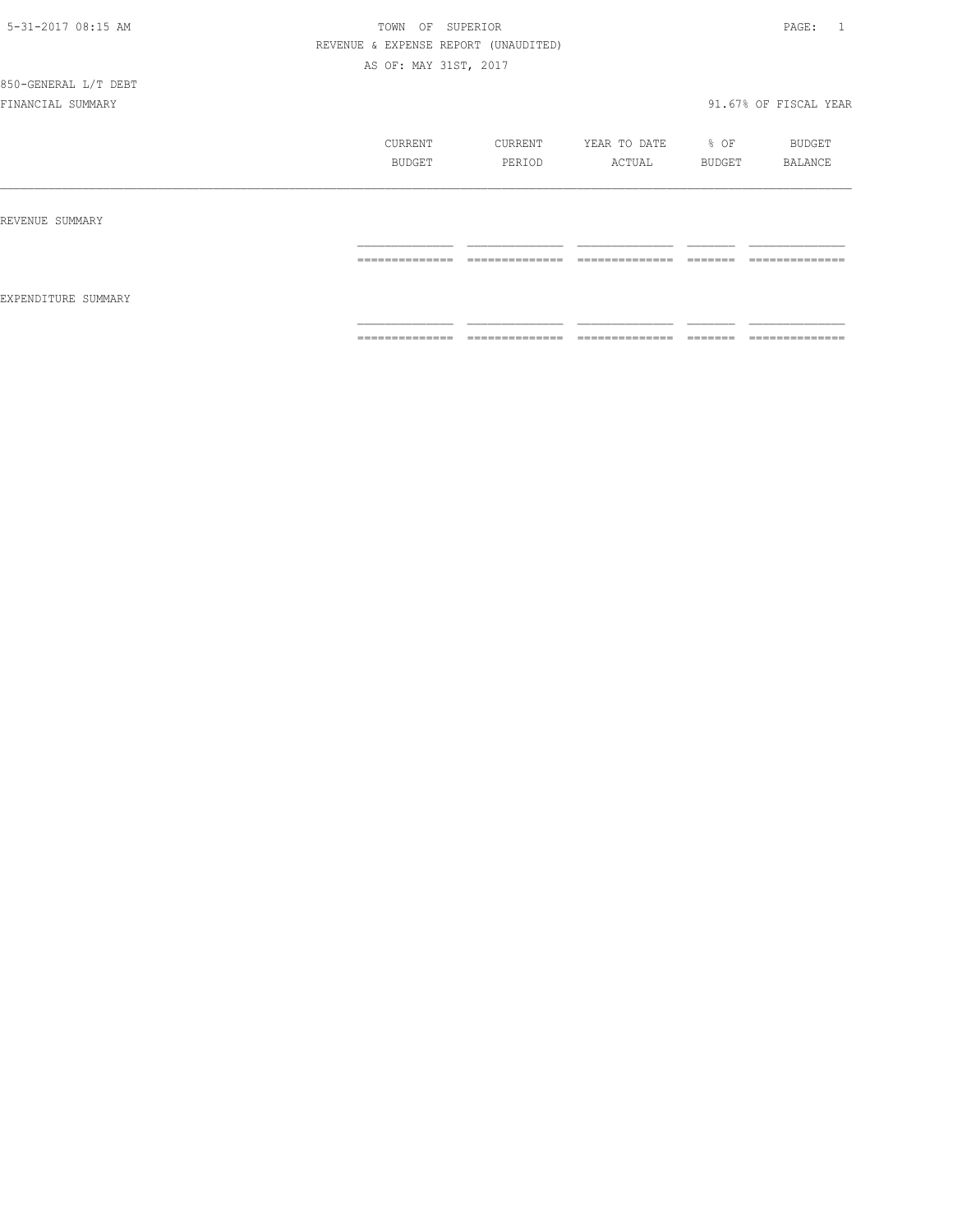TOWN OF SUPERIOR

REVENUE & EXPENSE REPORT (UNAUDITED)

AS OF: MAY 31ST, 2017

850-GENERAL L/T DEBT

FINANCIAL SUMMARY

91.67% OF FISCAL YEAR

| | CURRENT BUDGET | CURRENT PERIOD | YEAR TO DATE ACTUAL | % OF BUDGET | BUDGET BALANCE |
|---|---|---|---|---|---|
| REVENUE SUMMARY | | | | | |
| EXPENDITURE SUMMARY | | | | | |